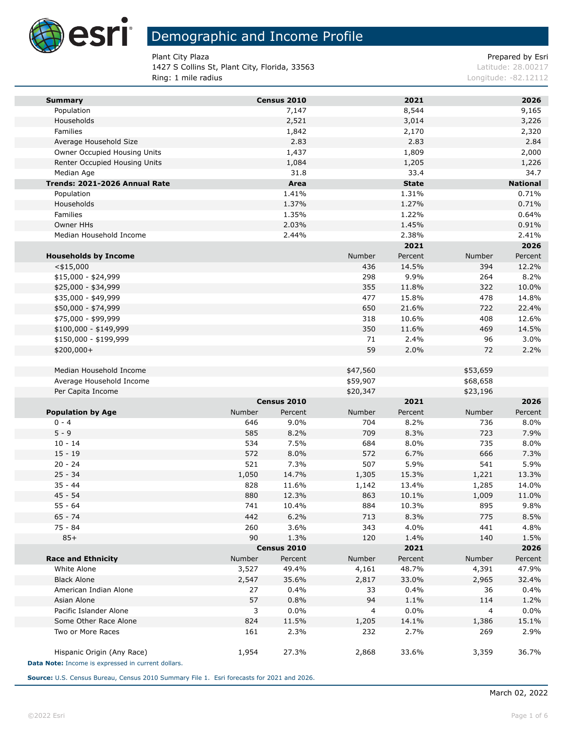# Demographic and Income Profile

Plant City Plaza
1427 S Collins St, Plant City, Florida, 33563
Ring: 1 mile radius

Prepared by Esri
Latitude: 28.00217
Longitude: -82.12112

| Summary | Census 2010 | 2021 | 2026 |
|---|---|---|---|
| Population | 7,147 | 8,544 | 9,165 |
| Households | 2,521 | 3,014 | 3,226 |
| Families | 1,842 | 2,170 | 2,320 |
| Average Household Size | 2.83 | 2.83 | 2.84 |
| Owner Occupied Housing Units | 1,437 | 1,809 | 2,000 |
| Renter Occupied Housing Units | 1,084 | 1,205 | 1,226 |
| Median Age | 31.8 | 33.4 | 34.7 |

| Trends: 2021-2026 Annual Rate | Area | State | National |
|---|---|---|---|
| Population | 1.41% | 1.31% | 0.71% |
| Households | 1.37% | 1.27% | 0.71% |
| Families | 1.35% | 1.22% | 0.64% |
| Owner HHs | 2.03% | 1.45% | 0.91% |
| Median Household Income | 2.44% | 2.38% | 2.41% |

| | 2021 | | 2026 | |
|---|---|---|---|---|
| Households by Income | Number | Percent | Number | Percent |
| <$15,000 | 436 | 14.5% | 394 | 12.2% |
| $15,000 - $24,999 | 298 | 9.9% | 264 | 8.2% |
| $25,000 - $34,999 | 355 | 11.8% | 322 | 10.0% |
| $35,000 - $49,999 | 477 | 15.8% | 478 | 14.8% |
| $50,000 - $74,999 | 650 | 21.6% | 722 | 22.4% |
| $75,000 - $99,999 | 318 | 10.6% | 408 | 12.6% |
| $100,000 - $149,999 | 350 | 11.6% | 469 | 14.5% |
| $150,000 - $199,999 | 71 | 2.4% | 96 | 3.0% |
| $200,000+ | 59 | 2.0% | 72 | 2.2% |
| | | | | |
| Median Household Income | $47,560 | | $53,659 | |
| Average Household Income | $59,907 | | $68,658 | |
| Per Capita Income | $20,347 | | $23,196 | |

| | Census 2010 | | 2021 | | 2026 | |
|---|---|---|---|---|---|---|
| Population by Age | Number | Percent | Number | Percent | Number | Percent |
| 0 - 4 | 646 | 9.0% | 704 | 8.2% | 736 | 8.0% |
| 5 - 9 | 585 | 8.2% | 709 | 8.3% | 723 | 7.9% |
| 10 - 14 | 534 | 7.5% | 684 | 8.0% | 735 | 8.0% |
| 15 - 19 | 572 | 8.0% | 572 | 6.7% | 666 | 7.3% |
| 20 - 24 | 521 | 7.3% | 507 | 5.9% | 541 | 5.9% |
| 25 - 34 | 1,050 | 14.7% | 1,305 | 15.3% | 1,221 | 13.3% |
| 35 - 44 | 828 | 11.6% | 1,142 | 13.4% | 1,285 | 14.0% |
| 45 - 54 | 880 | 12.3% | 863 | 10.1% | 1,009 | 11.0% |
| 55 - 64 | 741 | 10.4% | 884 | 10.3% | 895 | 9.8% |
| 65 - 74 | 442 | 6.2% | 713 | 8.3% | 775 | 8.5% |
| 75 - 84 | 260 | 3.6% | 343 | 4.0% | 441 | 4.8% |
| 85+ | 90 | 1.3% | 120 | 1.4% | 140 | 1.5% |

| | Census 2010 | | 2021 | | 2026 | |
|---|---|---|---|---|---|---|
| Race and Ethnicity | Number | Percent | Number | Percent | Number | Percent |
| White Alone | 3,527 | 49.4% | 4,161 | 48.7% | 4,391 | 47.9% |
| Black Alone | 2,547 | 35.6% | 2,817 | 33.0% | 2,965 | 32.4% |
| American Indian Alone | 27 | 0.4% | 33 | 0.4% | 36 | 0.4% |
| Asian Alone | 57 | 0.8% | 94 | 1.1% | 114 | 1.2% |
| Pacific Islander Alone | 3 | 0.0% | 4 | 0.0% | 4 | 0.0% |
| Some Other Race Alone | 824 | 11.5% | 1,205 | 14.1% | 1,386 | 15.1% |
| Two or More Races | 161 | 2.3% | 232 | 2.7% | 269 | 2.9% |
| | | | | | | |
| Hispanic Origin (Any Race) | 1,954 | 27.3% | 2,868 | 33.6% | 3,359 | 36.7% |

**Data Note:** Income is expressed in current dollars.

**Source:** U.S. Census Bureau, Census 2010 Summary File 1. Esri forecasts for 2021 and 2026.

March 02, 2022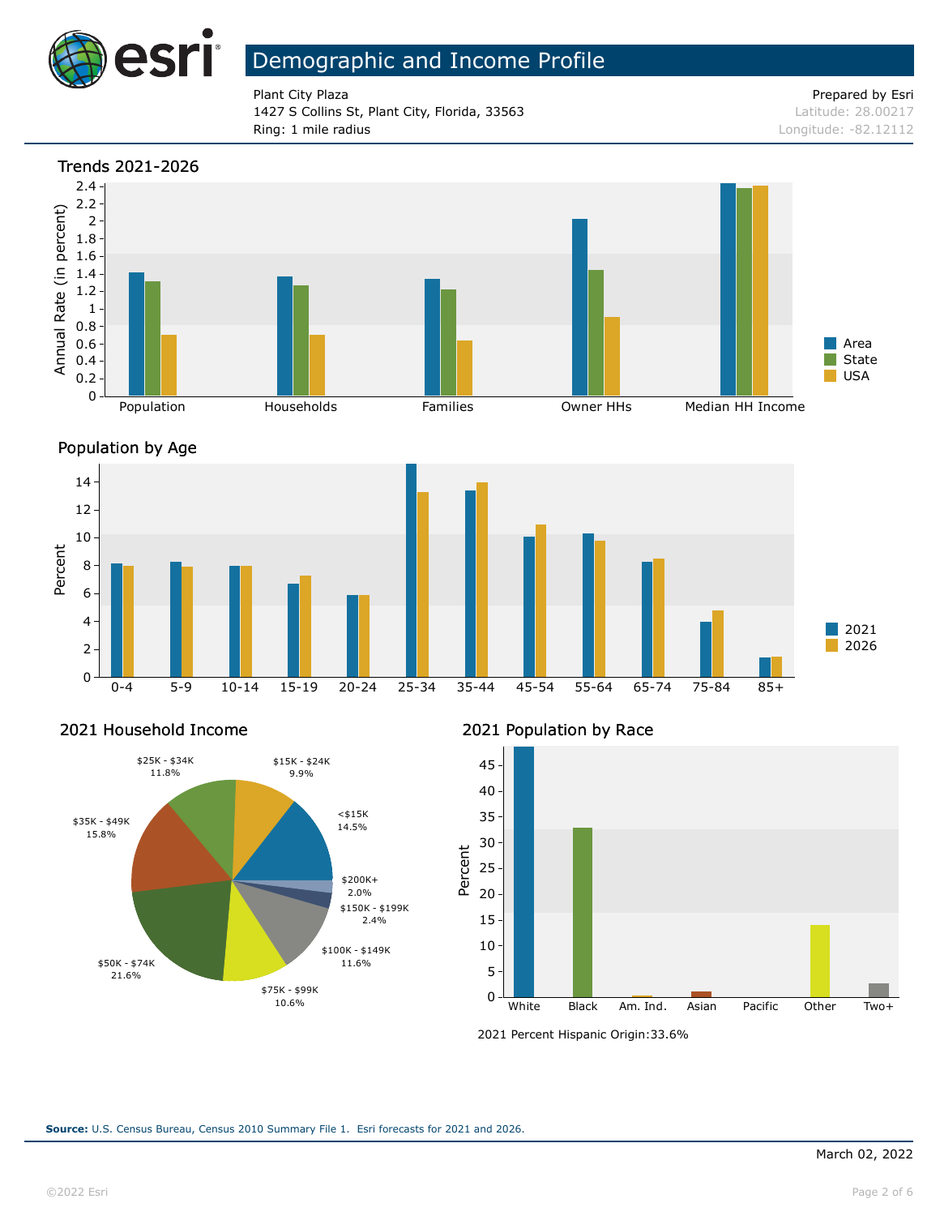# Demographic and Income Profile

Plant City Plaza
1427 S Collins St, Plant City, Florida, 33563
Ring: 1 mile radius

Prepared by Esri
Latitude: 28.00217
Longitude: -82.12112

## Trends 2021-2026

Annual Rate (in percent)

Population | Households | Families | Owner HHs | Median HH Income

Area | State | USA

## Population by Age

Percent

0-4 | 5-9 | 10-14 | 15-19 | 20-24 | 25-34 | 35-44 | 45-54 | 55-64 | 65-74 | 75-84 | 85+

2021 | 2026

## 2021 Household Income

| Income | Percent |
|---|---|
| <$15K | 14.5% |
| $15K - $24K | 9.9% |
| $25K - $34K | 11.8% |
| $35K - $49K | 15.8% |
| $50K - $74K | 21.6% |
| $75K - $99K | 10.6% |
| $100K - $149K | 11.6% |
| $150K - $199K | 2.4% |
| $200K+ | 2.0% |

## 2021 Population by Race

Percent

White | Black | Am. Ind. | Asian | Pacific | Other | Two+

2021 Percent Hispanic Origin:33.6%

**Source:** U.S. Census Bureau, Census 2010 Summary File 1. Esri forecasts for 2021 and 2026.

March 02, 2022

©2022 Esri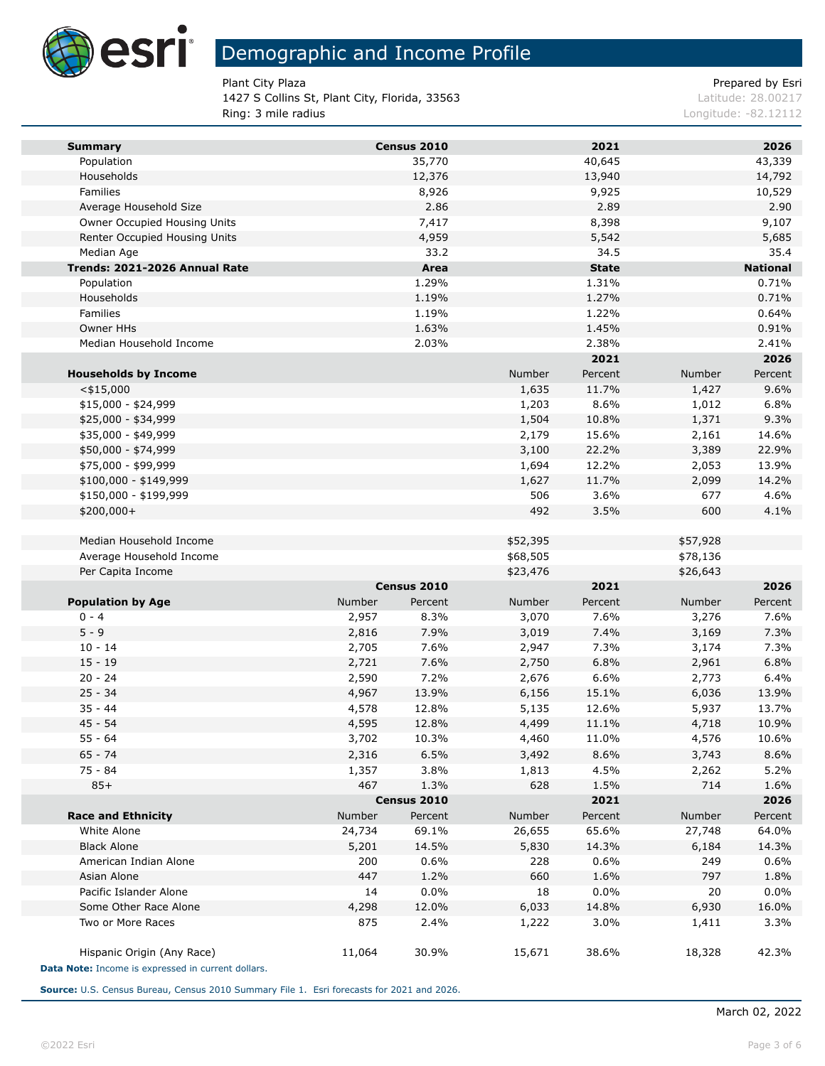# Demographic and Income Profile

Plant City Plaza
1427 S Collins St, Plant City, Florida, 33563
Ring: 3 mile radius

Prepared by Esri
Latitude: 28.00217
Longitude: -82.12112

| Summary | Census 2010 | 2021 | 2026 |
|---|---|---|---|
| Population | 35,770 | 40,645 | 43,339 |
| Households | 12,376 | 13,940 | 14,792 |
| Families | 8,926 | 9,925 | 10,529 |
| Average Household Size | 2.86 | 2.89 | 2.90 |
| Owner Occupied Housing Units | 7,417 | 8,398 | 9,107 |
| Renter Occupied Housing Units | 4,959 | 5,542 | 5,685 |
| Median Age | 33.2 | 34.5 | 35.4 |

| Trends: 2021-2026 Annual Rate | Area | State | National |
|---|---|---|---|
| Population | 1.29% | 1.31% | 0.71% |
| Households | 1.19% | 1.27% | 0.71% |
| Families | 1.19% | 1.22% | 0.64% |
| Owner HHs | 1.63% | 1.45% | 0.91% |
| Median Household Income | 2.03% | 2.38% | 2.41% |

| | 2021 | | 2026 | |
|---|---|---|---|---|
| Households by Income | Number | Percent | Number | Percent |
| <$15,000 | 1,635 | 11.7% | 1,427 | 9.6% |
| $15,000 - $24,999 | 1,203 | 8.6% | 1,012 | 6.8% |
| $25,000 - $34,999 | 1,504 | 10.8% | 1,371 | 9.3% |
| $35,000 - $49,999 | 2,179 | 15.6% | 2,161 | 14.6% |
| $50,000 - $74,999 | 3,100 | 22.2% | 3,389 | 22.9% |
| $75,000 - $99,999 | 1,694 | 12.2% | 2,053 | 13.9% |
| $100,000 - $149,999 | 1,627 | 11.7% | 2,099 | 14.2% |
| $150,000 - $199,999 | 506 | 3.6% | 677 | 4.6% |
| $200,000+ | 492 | 3.5% | 600 | 4.1% |
| | | | | |
| Median Household Income | $52,395 | | $57,928 | |
| Average Household Income | $68,505 | | $78,136 | |
| Per Capita Income | $23,476 | | $26,643 | |

| | Census 2010 | | 2021 | | 2026 | |
|---|---|---|---|---|---|---|
| Population by Age | Number | Percent | Number | Percent | Number | Percent |
| 0 - 4 | 2,957 | 8.3% | 3,070 | 7.6% | 3,276 | 7.6% |
| 5 - 9 | 2,816 | 7.9% | 3,019 | 7.4% | 3,169 | 7.3% |
| 10 - 14 | 2,705 | 7.6% | 2,947 | 7.3% | 3,174 | 7.3% |
| 15 - 19 | 2,721 | 7.6% | 2,750 | 6.8% | 2,961 | 6.8% |
| 20 - 24 | 2,590 | 7.2% | 2,676 | 6.6% | 2,773 | 6.4% |
| 25 - 34 | 4,967 | 13.9% | 6,156 | 15.1% | 6,036 | 13.9% |
| 35 - 44 | 4,578 | 12.8% | 5,135 | 12.6% | 5,937 | 13.7% |
| 45 - 54 | 4,595 | 12.8% | 4,499 | 11.1% | 4,718 | 10.9% |
| 55 - 64 | 3,702 | 10.3% | 4,460 | 11.0% | 4,576 | 10.6% |
| 65 - 74 | 2,316 | 6.5% | 3,492 | 8.6% | 3,743 | 8.6% |
| 75 - 84 | 1,357 | 3.8% | 1,813 | 4.5% | 2,262 | 5.2% |
| 85+ | 467 | 1.3% | 628 | 1.5% | 714 | 1.6% |

| | Census 2010 | | 2021 | | 2026 | |
|---|---|---|---|---|---|---|
| Race and Ethnicity | Number | Percent | Number | Percent | Number | Percent |
| White Alone | 24,734 | 69.1% | 26,655 | 65.6% | 27,748 | 64.0% |
| Black Alone | 5,201 | 14.5% | 5,830 | 14.3% | 6,184 | 14.3% |
| American Indian Alone | 200 | 0.6% | 228 | 0.6% | 249 | 0.6% |
| Asian Alone | 447 | 1.2% | 660 | 1.6% | 797 | 1.8% |
| Pacific Islander Alone | 14 | 0.0% | 18 | 0.0% | 20 | 0.0% |
| Some Other Race Alone | 4,298 | 12.0% | 6,033 | 14.8% | 6,930 | 16.0% |
| Two or More Races | 875 | 2.4% | 1,222 | 3.0% | 1,411 | 3.3% |
| | | | | | | |
| Hispanic Origin (Any Race) | 11,064 | 30.9% | 15,671 | 38.6% | 18,328 | 42.3% |

**Data Note:** Income is expressed in current dollars.

**Source:** U.S. Census Bureau, Census 2010 Summary File 1. Esri forecasts for 2021 and 2026.

March 02, 2022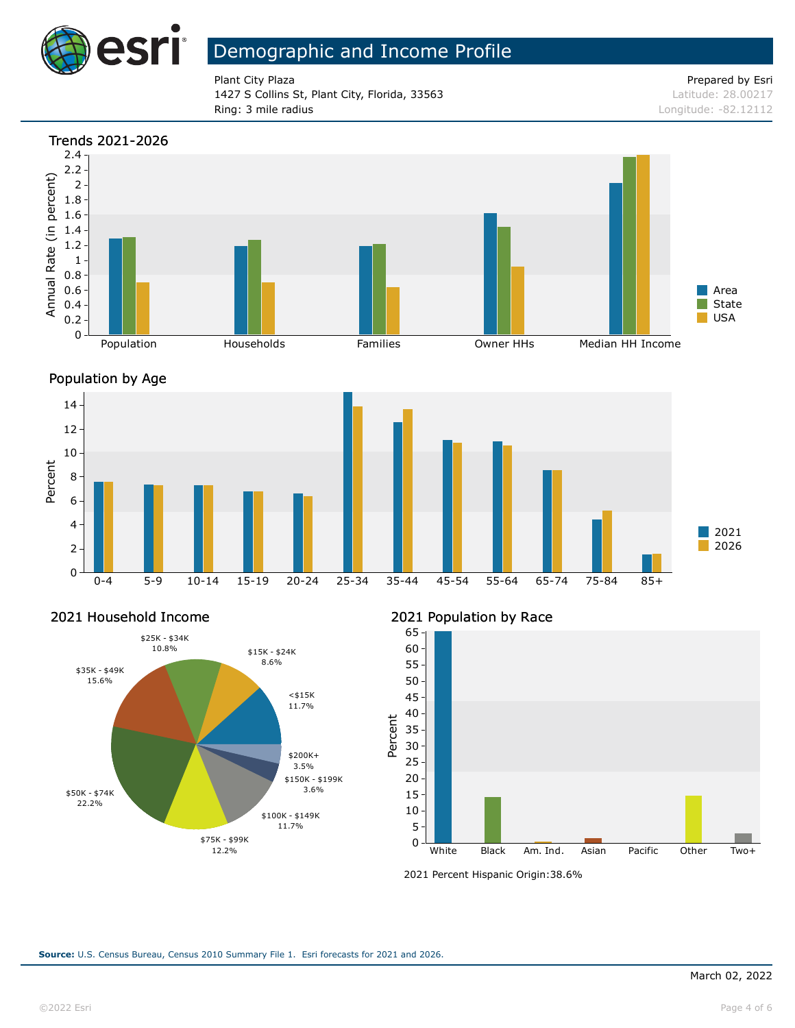# Demographic and Income Profile

Plant City Plaza
1427 S Collins St, Plant City, Florida, 33563
Ring: 3 mile radius

Prepared by Esri
Latitude: 28.00217
Longitude: -82.12112

## Trends 2021-2026

Annual Rate (in percent)

Population, Households, Families, Owner HHs, Median HH Income

Area, State, USA

## Population by Age

Percent

0-4, 5-9, 10-14, 15-19, 20-24, 25-34, 35-44, 45-54, 55-64, 65-74, 75-84, 85+

2021, 2026

## 2021 Household Income

| Income | Percent |
|---|---|
| <$15K | 11.7% |
| $15K - $24K | 8.6% |
| $25K - $34K | 10.8% |
| $35K - $49K | 15.6% |
| $50K - $74K | 22.2% |
| $75K - $99K | 12.2% |
| $100K - $149K | 11.7% |
| $150K - $199K | 3.6% |
| $200K+ | 3.5% |

## 2021 Population by Race

Percent

White, Black, Am. Ind., Asian, Pacific, Other, Two+

2021 Percent Hispanic Origin:38.6%

**Source:** U.S. Census Bureau, Census 2010 Summary File 1. Esri forecasts for 2021 and 2026.

March 02, 2022

©2022 Esri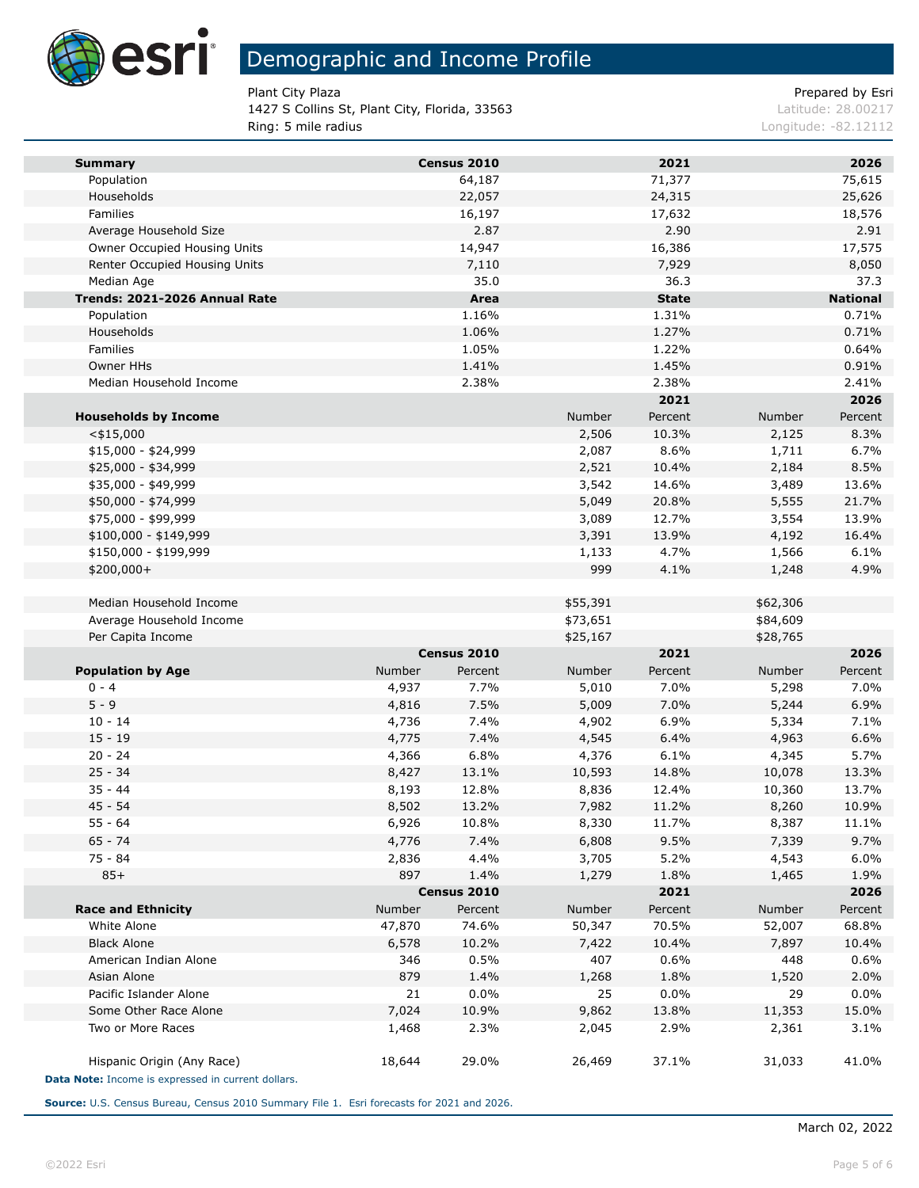# Demographic and Income Profile

Plant City Plaza
1427 S Collins St, Plant City, Florida, 33563
Ring: 5 mile radius

Prepared by Esri
Latitude: 28.00217
Longitude: -82.12112

| Summary | Census 2010 | 2021 | 2026 |
|---|---|---|---|
| Population | 64,187 | 71,377 | 75,615 |
| Households | 22,057 | 24,315 | 25,626 |
| Families | 16,197 | 17,632 | 18,576 |
| Average Household Size | 2.87 | 2.90 | 2.91 |
| Owner Occupied Housing Units | 14,947 | 16,386 | 17,575 |
| Renter Occupied Housing Units | 7,110 | 7,929 | 8,050 |
| Median Age | 35.0 | 36.3 | 37.3 |

| Trends: 2021-2026 Annual Rate | Area | State | National |
|---|---|---|---|
| Population | 1.16% | 1.31% | 0.71% |
| Households | 1.06% | 1.27% | 0.71% |
| Families | 1.05% | 1.22% | 0.64% |
| Owner HHs | 1.41% | 1.45% | 0.91% |
| Median Household Income | 2.38% | 2.38% | 2.41% |

| | 2021 | | 2026 | |
|---|---|---|---|---|
| Households by Income | Number | Percent | Number | Percent |
| <$15,000 | 2,506 | 10.3% | 2,125 | 8.3% |
| $15,000 - $24,999 | 2,087 | 8.6% | 1,711 | 6.7% |
| $25,000 - $34,999 | 2,521 | 10.4% | 2,184 | 8.5% |
| $35,000 - $49,999 | 3,542 | 14.6% | 3,489 | 13.6% |
| $50,000 - $74,999 | 5,049 | 20.8% | 5,555 | 21.7% |
| $75,000 - $99,999 | 3,089 | 12.7% | 3,554 | 13.9% |
| $100,000 - $149,999 | 3,391 | 13.9% | 4,192 | 16.4% |
| $150,000 - $199,999 | 1,133 | 4.7% | 1,566 | 6.1% |
| $200,000+ | 999 | 4.1% | 1,248 | 4.9% |
| | | | | |
| Median Household Income | $55,391 | | $62,306 | |
| Average Household Income | $73,651 | | $84,609 | |
| Per Capita Income | $25,167 | | $28,765 | |

| | Census 2010 | | 2021 | | 2026 | |
|---|---|---|---|---|---|---|
| Population by Age | Number | Percent | Number | Percent | Number | Percent |
| 0 - 4 | 4,937 | 7.7% | 5,010 | 7.0% | 5,298 | 7.0% |
| 5 - 9 | 4,816 | 7.5% | 5,009 | 7.0% | 5,244 | 6.9% |
| 10 - 14 | 4,736 | 7.4% | 4,902 | 6.9% | 5,334 | 7.1% |
| 15 - 19 | 4,775 | 7.4% | 4,545 | 6.4% | 4,963 | 6.6% |
| 20 - 24 | 4,366 | 6.8% | 4,376 | 6.1% | 4,345 | 5.7% |
| 25 - 34 | 8,427 | 13.1% | 10,593 | 14.8% | 10,078 | 13.3% |
| 35 - 44 | 8,193 | 12.8% | 8,836 | 12.4% | 10,360 | 13.7% |
| 45 - 54 | 8,502 | 13.2% | 7,982 | 11.2% | 8,260 | 10.9% |
| 55 - 64 | 6,926 | 10.8% | 8,330 | 11.7% | 8,387 | 11.1% |
| 65 - 74 | 4,776 | 7.4% | 6,808 | 9.5% | 7,339 | 9.7% |
| 75 - 84 | 2,836 | 4.4% | 3,705 | 5.2% | 4,543 | 6.0% |
| 85+ | 897 | 1.4% | 1,279 | 1.8% | 1,465 | 1.9% |

| | Census 2010 | | 2021 | | 2026 | |
|---|---|---|---|---|---|---|
| Race and Ethnicity | Number | Percent | Number | Percent | Number | Percent |
| White Alone | 47,870 | 74.6% | 50,347 | 70.5% | 52,007 | 68.8% |
| Black Alone | 6,578 | 10.2% | 7,422 | 10.4% | 7,897 | 10.4% |
| American Indian Alone | 346 | 0.5% | 407 | 0.6% | 448 | 0.6% |
| Asian Alone | 879 | 1.4% | 1,268 | 1.8% | 1,520 | 2.0% |
| Pacific Islander Alone | 21 | 0.0% | 25 | 0.0% | 29 | 0.0% |
| Some Other Race Alone | 7,024 | 10.9% | 9,862 | 13.8% | 11,353 | 15.0% |
| Two or More Races | 1,468 | 2.3% | 2,045 | 2.9% | 2,361 | 3.1% |
| | | | | | | |
| Hispanic Origin (Any Race) | 18,644 | 29.0% | 26,469 | 37.1% | 31,033 | 41.0% |

**Data Note:** Income is expressed in current dollars.

**Source:** U.S. Census Bureau, Census 2010 Summary File 1. Esri forecasts for 2021 and 2026.

March 02, 2022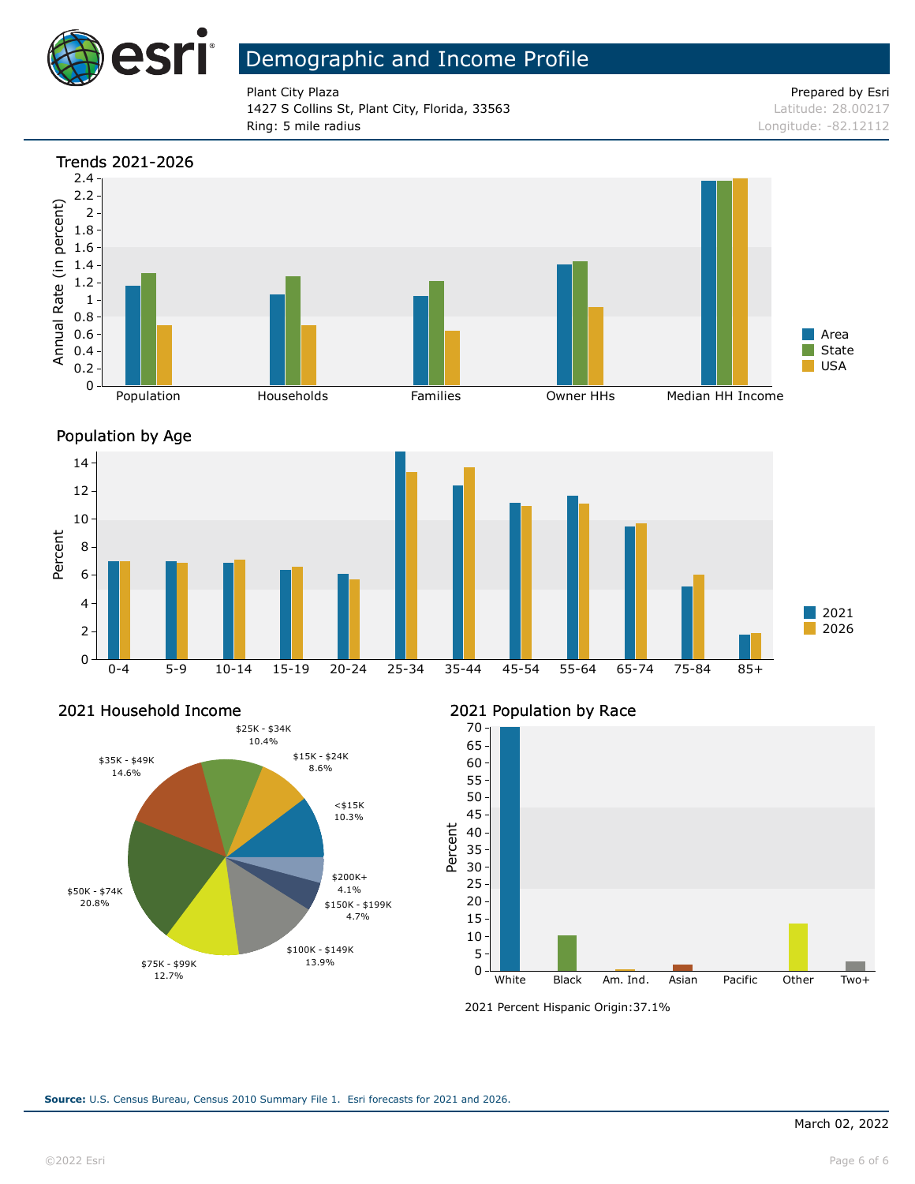# Demographic and Income Profile

Plant City Plaza
1427 S Collins St, Plant City, Florida, 33563
Ring: 5 mile radius

Prepared by Esri
Latitude: 28.00217
Longitude: -82.12112

## Trends 2021-2026

Annual Rate (in percent)

2.4
2.2
2
1.8
1.6
1.4
1.2
1
0.8
0.6
0.4
0.2
0

Population
Households
Families
Owner HHs
Median HH Income

Area
State
USA

## Population by Age

Percent

14
12
10
8
6
4
2
0

0-4
5-9
10-14
15-19
20-24
25-34
35-44
45-54
55-64
65-74
75-84
85+

2021
2026

## 2021 Household Income

$25K - $34K 10.4%
$15K - $24K 8.6%
$35K - $49K 14.6%
<$15K 10.3%
$200K+ 4.1%
$150K - $199K 4.7%
$50K - $74K 20.8%
$100K - $149K 13.9%
$75K - $99K 12.7%

## 2021 Population by Race

Percent

70
65
60
55
50
45
40
35
30
25
20
15
10
5
0

White
Black
Am. Ind.
Asian
Pacific
Other
Two+

2021 Percent Hispanic Origin:37.1%

**Source:** U.S. Census Bureau, Census 2010 Summary File 1. Esri forecasts for 2021 and 2026.

March 02, 2022

©2022 Esri